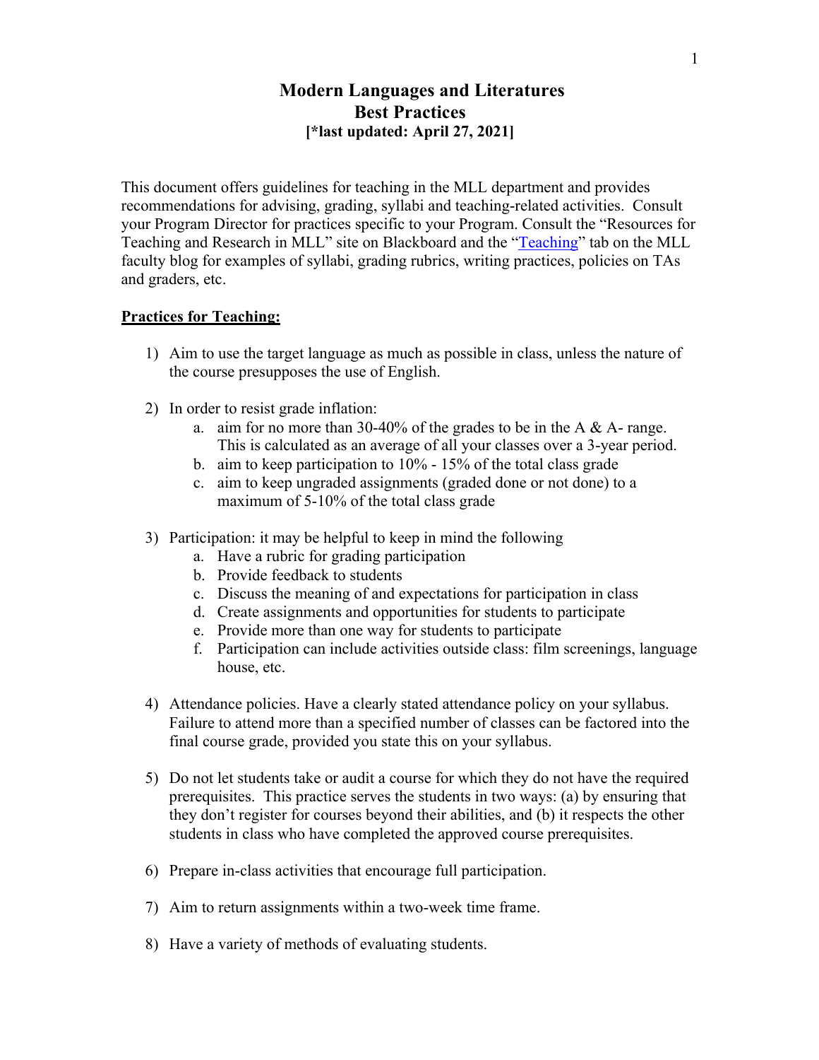# Modern Languages and Literatures
## Best Practices
**[*last updated: April 27, 2021]**

This document offers guidelines for teaching in the MLL department and provides recommendations for advising, grading, syllabi and teaching-related activities. Consult your Program Director for practices specific to your Program. Consult the "Resources for Teaching and Research in MLL" site on Blackboard and the "Teaching" tab on the MLL faculty blog for examples of syllabi, grading rubrics, writing practices, policies on TAs and graders, etc.

**Practices for Teaching:**

1) Aim to use the target language as much as possible in class, unless the nature of the course presupposes the use of English.

2) In order to resist grade inflation:
   a. aim for no more than 30-40% of the grades to be in the A & A- range. This is calculated as an average of all your classes over a 3-year period.
   b. aim to keep participation to 10% - 15% of the total class grade
   c. aim to keep ungraded assignments (graded done or not done) to a maximum of 5-10% of the total class grade

3) Participation: it may be helpful to keep in mind the following
   a. Have a rubric for grading participation
   b. Provide feedback to students
   c. Discuss the meaning of and expectations for participation in class
   d. Create assignments and opportunities for students to participate
   e. Provide more than one way for students to participate
   f. Participation can include activities outside class: film screenings, language house, etc.

4) Attendance policies. Have a clearly stated attendance policy on your syllabus. Failure to attend more than a specified number of classes can be factored into the final course grade, provided you state this on your syllabus.

5) Do not let students take or audit a course for which they do not have the required prerequisites. This practice serves the students in two ways: (a) by ensuring that they don't register for courses beyond their abilities, and (b) it respects the other students in class who have completed the approved course prerequisites.

6) Prepare in-class activities that encourage full participation.

7) Aim to return assignments within a two-week time frame.

8) Have a variety of methods of evaluating students.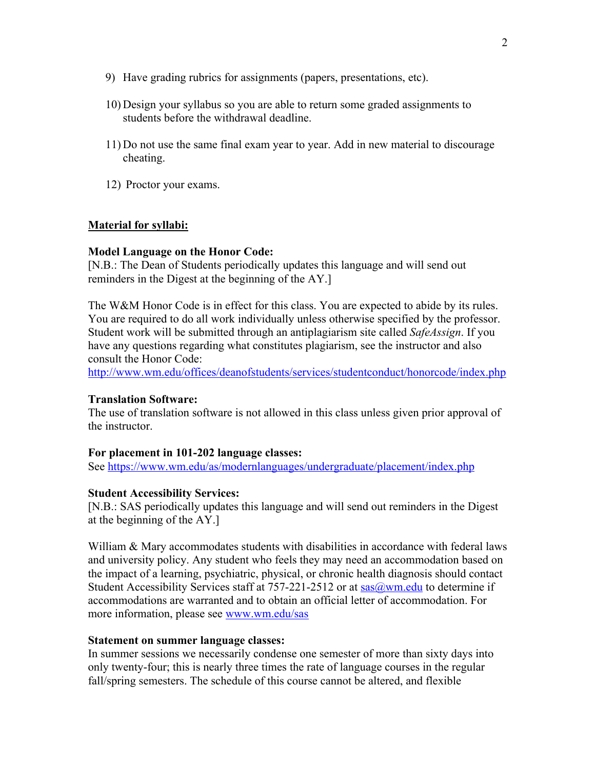9) Have grading rubrics for assignments (papers, presentations, etc).

10) Design your syllabus so you are able to return some graded assignments to students before the withdrawal deadline.

11) Do not use the same final exam year to year. Add in new material to discourage cheating.

12) Proctor your exams.

**Material for syllabi:**

**Model Language on the Honor Code:**
[N.B.: The Dean of Students periodically updates this language and will send out reminders in the Digest at the beginning of the AY.]

The W&M Honor Code is in effect for this class. You are expected to abide by its rules. You are required to do all work individually unless otherwise specified by the professor. Student work will be submitted through an antiplagiarism site called *SafeAssign*. If you have any questions regarding what constitutes plagiarism, see the instructor and also consult the Honor Code:
http://www.wm.edu/offices/deanofstudents/services/studentconduct/honorcode/index.php

**Translation Software:**
The use of translation software is not allowed in this class unless given prior approval of the instructor.

**For placement in 101-202 language classes:**
See https://www.wm.edu/as/modernlanguages/undergraduate/placement/index.php

**Student Accessibility Services:**
[N.B.: SAS periodically updates this language and will send out reminders in the Digest at the beginning of the AY.]

William & Mary accommodates students with disabilities in accordance with federal laws and university policy. Any student who feels they may need an accommodation based on the impact of a learning, psychiatric, physical, or chronic health diagnosis should contact Student Accessibility Services staff at 757-221-2512 or at sas@wm.edu to determine if accommodations are warranted and to obtain an official letter of accommodation. For more information, please see www.wm.edu/sas

**Statement on summer language classes:**
In summer sessions we necessarily condense one semester of more than sixty days into only twenty-four; this is nearly three times the rate of language courses in the regular fall/spring semesters. The schedule of this course cannot be altered, and flexible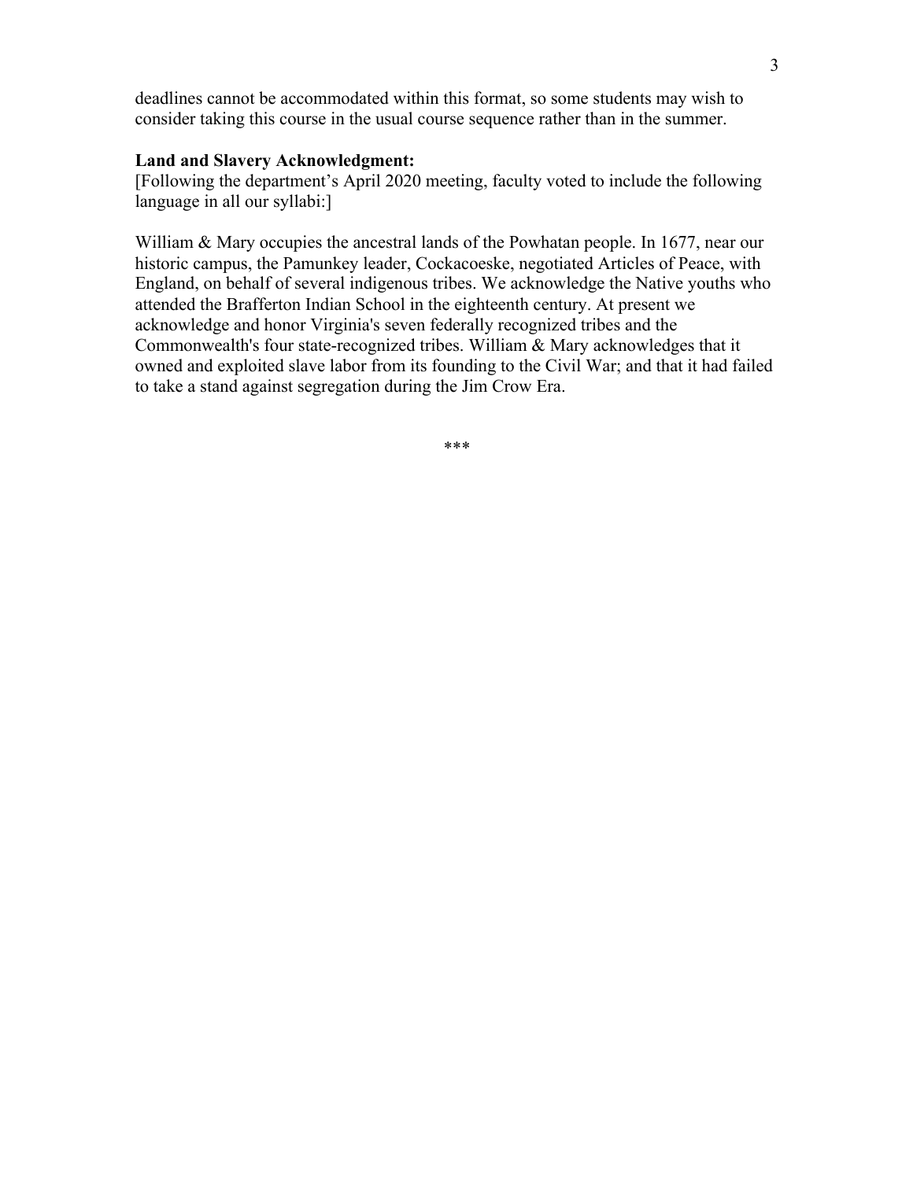deadlines cannot be accommodated within this format, so some students may wish to consider taking this course in the usual course sequence rather than in the summer.

**Land and Slavery Acknowledgment:**
[Following the department's April 2020 meeting, faculty voted to include the following language in all our syllabi:]

William & Mary occupies the ancestral lands of the Powhatan people. In 1677, near our historic campus, the Pamunkey leader, Cockacoeske, negotiated Articles of Peace, with England, on behalf of several indigenous tribes. We acknowledge the Native youths who attended the Brafferton Indian School in the eighteenth century. At present we acknowledge and honor Virginia's seven federally recognized tribes and the Commonwealth's four state-recognized tribes. William & Mary acknowledges that it owned and exploited slave labor from its founding to the Civil War; and that it had failed to take a stand against segregation during the Jim Crow Era.

***